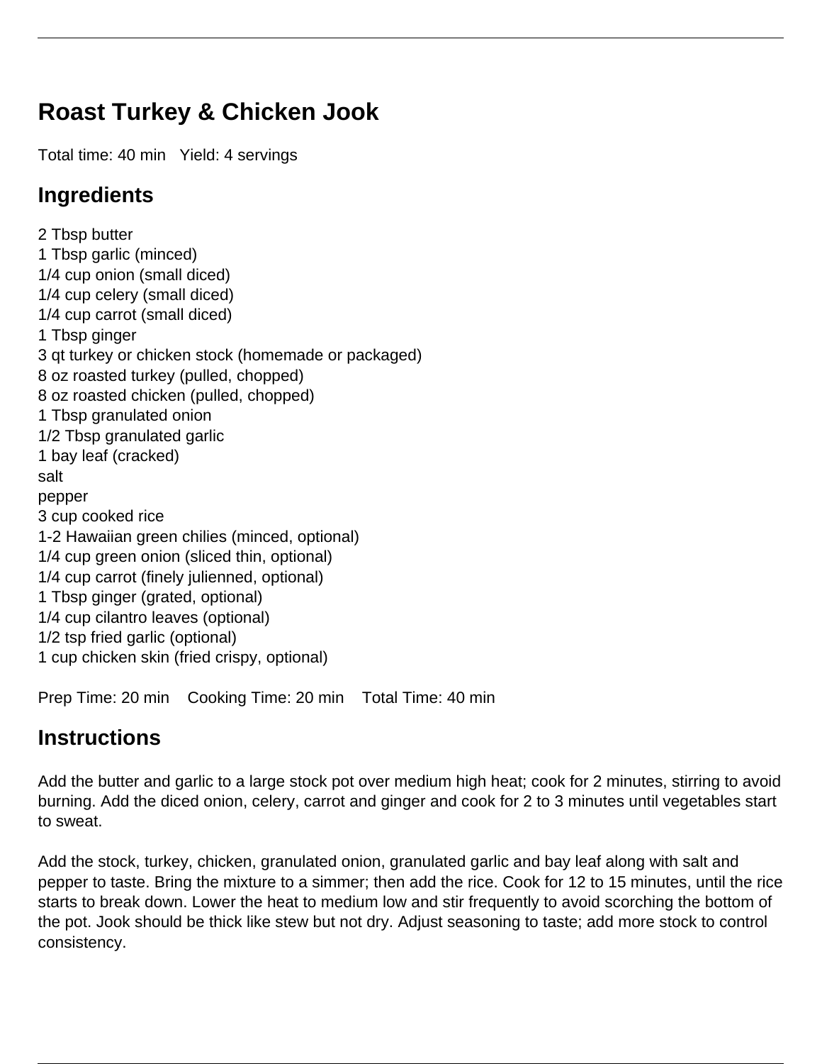# Roast Turkey & Chicken Jook

Total time: 40 min   Yield: 4 servings

## Ingredients

2 Tbsp butter
1 Tbsp garlic (minced)
1/4 cup onion (small diced)
1/4 cup celery (small diced)
1/4 cup carrot (small diced)
1 Tbsp ginger
3 qt turkey or chicken stock (homemade or packaged)
8 oz roasted turkey (pulled, chopped)
8 oz roasted chicken (pulled, chopped)
1 Tbsp granulated onion
1/2 Tbsp granulated garlic
1 bay leaf (cracked)
salt
pepper
3 cup cooked rice
1-2 Hawaiian green chilies (minced, optional)
1/4 cup green onion (sliced thin, optional)
1/4 cup carrot (finely julienned, optional)
1 Tbsp ginger (grated, optional)
1/4 cup cilantro leaves (optional)
1/2 tsp fried garlic (optional)
1 cup chicken skin (fried crispy, optional)

Prep Time: 20 min    Cooking Time: 20 min    Total Time: 40 min

## Instructions

Add the butter and garlic to a large stock pot over medium high heat; cook for 2 minutes, stirring to avoid burning. Add the diced onion, celery, carrot and ginger and cook for 2 to 3 minutes until vegetables start to sweat.

Add the stock, turkey, chicken, granulated onion, granulated garlic and bay leaf along with salt and pepper to taste. Bring the mixture to a simmer; then add the rice. Cook for 12 to 15 minutes, until the rice starts to break down. Lower the heat to medium low and stir frequently to avoid scorching the bottom of the pot. Jook should be thick like stew but not dry. Adjust seasoning to taste; add more stock to control consistency.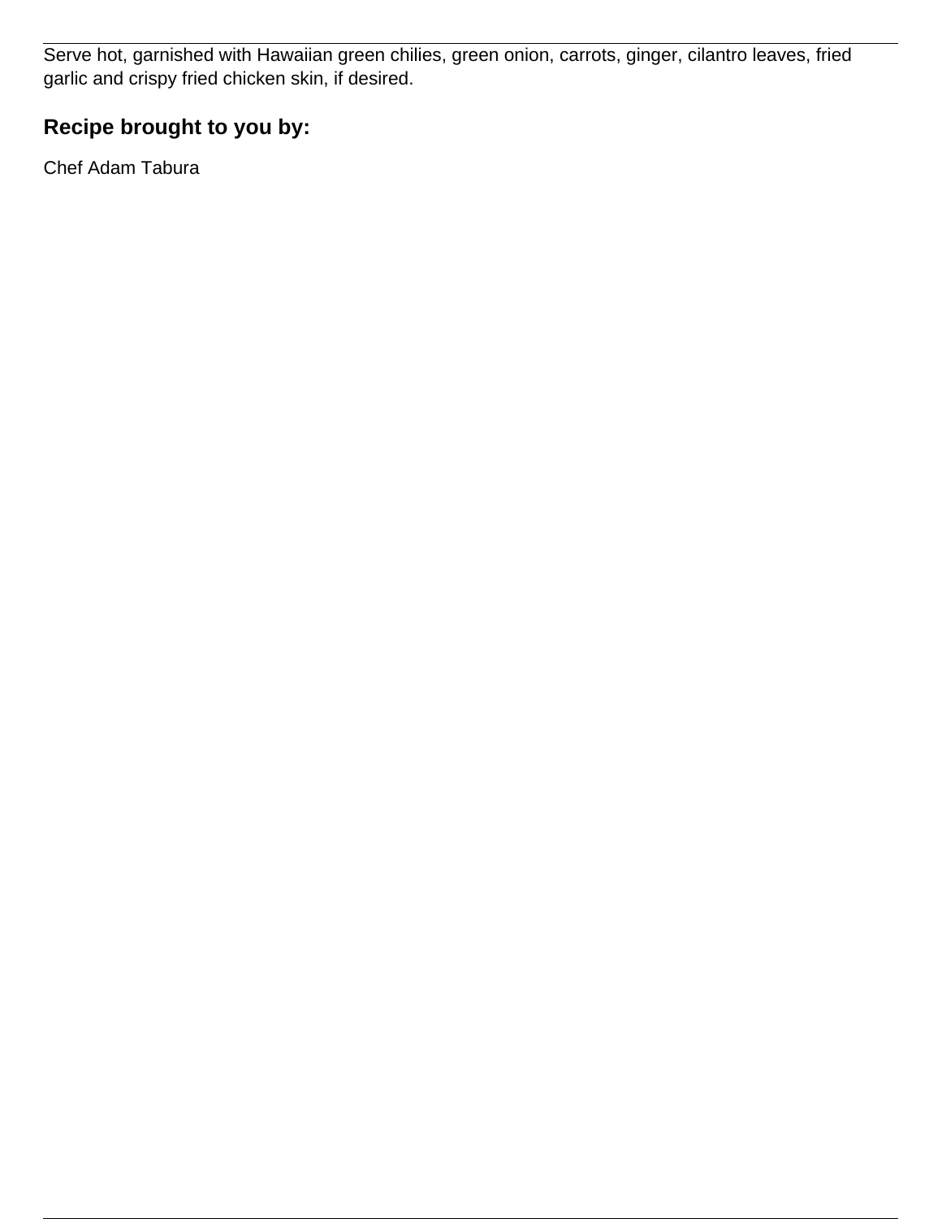Serve hot, garnished with Hawaiian green chilies, green onion, carrots, ginger, cilantro leaves, fried garlic and crispy fried chicken skin, if desired.

## Recipe brought to you by:

Chef Adam Tabura